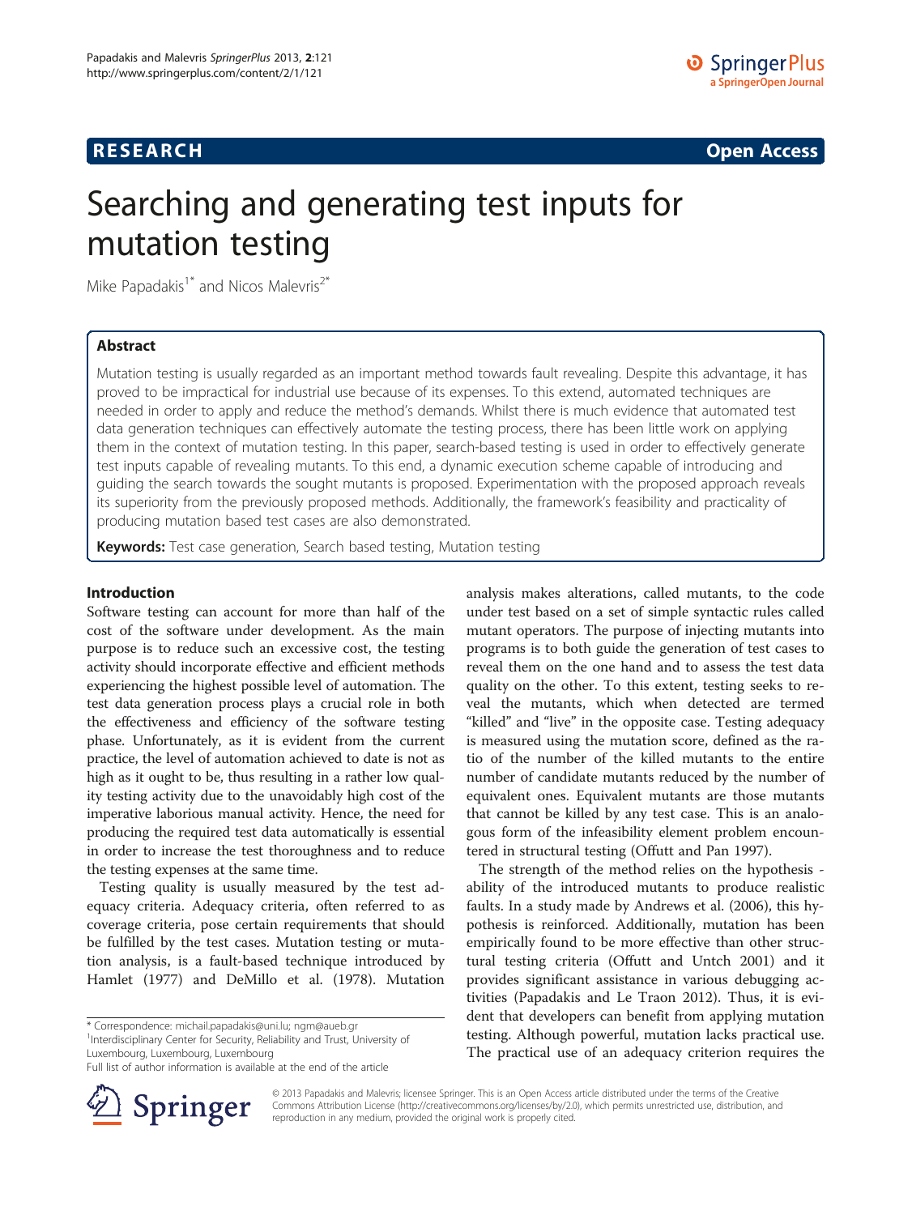**RESEARCH** **Open Access**

# Searching and generating test inputs for mutation testing

Mike Papadakis[1*] and Nicos Malevris[2*]

## Abstract

Mutation testing is usually regarded as an important method towards fault revealing. Despite this advantage, it has proved to be impractical for industrial use because of its expenses. To this extend, automated techniques are needed in order to apply and reduce the method's demands. Whilst there is much evidence that automated test data generation techniques can effectively automate the testing process, there has been little work on applying them in the context of mutation testing. In this paper, search-based testing is used in order to effectively generate test inputs capable of revealing mutants. To this end, a dynamic execution scheme capable of introducing and guiding the search towards the sought mutants is proposed. Experimentation with the proposed approach reveals its superiority from the previously proposed methods. Additionally, the framework's feasibility and practicality of producing mutation based test cases are also demonstrated.

**Keywords:** Test case generation, Search based testing, Mutation testing

## Introduction

Software testing can account for more than half of the cost of the software under development. As the main purpose is to reduce such an excessive cost, the testing activity should incorporate effective and efficient methods experiencing the highest possible level of automation. The test data generation process plays a crucial role in both the effectiveness and efficiency of the software testing phase. Unfortunately, as it is evident from the current practice, the level of automation achieved to date is not as high as it ought to be, thus resulting in a rather low quality testing activity due to the unavoidably high cost of the imperative laborious manual activity. Hence, the need for producing the required test data automatically is essential in order to increase the test thoroughness and to reduce the testing expenses at the same time.

Testing quality is usually measured by the test adequacy criteria. Adequacy criteria, often referred to as coverage criteria, pose certain requirements that should be fulfilled by the test cases. Mutation testing or mutation analysis, is a fault-based technique introduced by Hamlet (1977) and DeMillo et al. (1978). Mutation analysis makes alterations, called mutants, to the code under test based on a set of simple syntactic rules called mutant operators. The purpose of injecting mutants into programs is to both guide the generation of test cases to reveal them on the one hand and to assess the test data quality on the other. To this extent, testing seeks to reveal the mutants, which when detected are termed "killed" and "live" in the opposite case. Testing adequacy is measured using the mutation score, defined as the ratio of the number of the killed mutants to the entire number of candidate mutants reduced by the number of equivalent ones. Equivalent mutants are those mutants that cannot be killed by any test case. This is an analogous form of the infeasibility element problem encountered in structural testing (Offutt and Pan 1997).

The strength of the method relies on the hypothesis - ability of the introduced mutants to produce realistic faults. In a study made by Andrews et al. (2006), this hypothesis is reinforced. Additionally, mutation has been empirically found to be more effective than other structural testing criteria (Offutt and Untch 2001) and it provides significant assistance in various debugging activities (Papadakis and Le Traon 2012). Thus, it is evident that developers can benefit from applying mutation testing. Although powerful, mutation lacks practical use. The practical use of an adequacy criterion requires the

\* Correspondence: michail.papadakis@uni.lu; ngm@aueb.gr
[1]Interdisciplinary Center for Security, Reliability and Trust, University of Luxembourg, Luxembourg, Luxembourg
Full list of author information is available at the end of the article

© 2013 Papadakis and Malevris; licensee Springer. This is an Open Access article distributed under the terms of the Creative Commons Attribution License (http://creativecommons.org/licenses/by/2.0), which permits unrestricted use, distribution, and reproduction in any medium, provided the original work is properly cited.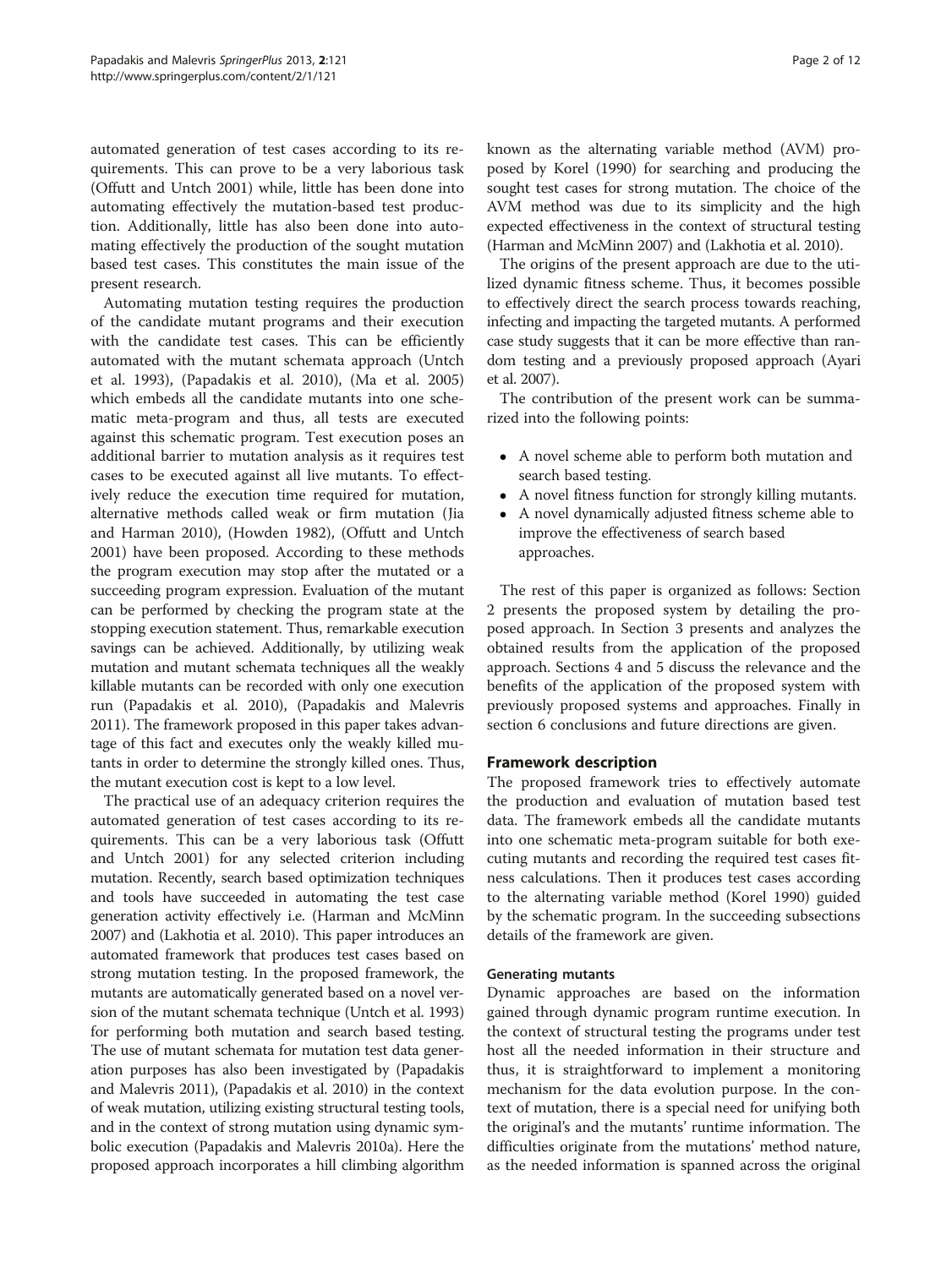automated generation of test cases according to its requirements. This can prove to be a very laborious task (Offutt and Untch 2001) while, little has been done into automating effectively the mutation-based test production. Additionally, little has also been done into automating effectively the production of the sought mutation based test cases. This constitutes the main issue of the present research.

Automating mutation testing requires the production of the candidate mutant programs and their execution with the candidate test cases. This can be efficiently automated with the mutant schemata approach (Untch et al. 1993), (Papadakis et al. 2010), (Ma et al. 2005) which embeds all the candidate mutants into one schematic meta-program and thus, all tests are executed against this schematic program. Test execution poses an additional barrier to mutation analysis as it requires test cases to be executed against all live mutants. To effectively reduce the execution time required for mutation, alternative methods called weak or firm mutation (Jia and Harman 2010), (Howden 1982), (Offutt and Untch 2001) have been proposed. According to these methods the program execution may stop after the mutated or a succeeding program expression. Evaluation of the mutant can be performed by checking the program state at the stopping execution statement. Thus, remarkable execution savings can be achieved. Additionally, by utilizing weak mutation and mutant schemata techniques all the weakly killable mutants can be recorded with only one execution run (Papadakis et al. 2010), (Papadakis and Malevris 2011). The framework proposed in this paper takes advantage of this fact and executes only the weakly killed mutants in order to determine the strongly killed ones. Thus, the mutant execution cost is kept to a low level.

The practical use of an adequacy criterion requires the automated generation of test cases according to its requirements. This can be a very laborious task (Offutt and Untch 2001) for any selected criterion including mutation. Recently, search based optimization techniques and tools have succeeded in automating the test case generation activity effectively i.e. (Harman and McMinn 2007) and (Lakhotia et al. 2010). This paper introduces an automated framework that produces test cases based on strong mutation testing. In the proposed framework, the mutants are automatically generated based on a novel version of the mutant schemata technique (Untch et al. 1993) for performing both mutation and search based testing. The use of mutant schemata for mutation test data generation purposes has also been investigated by (Papadakis and Malevris 2011), (Papadakis et al. 2010) in the context of weak mutation, utilizing existing structural testing tools, and in the context of strong mutation using dynamic symbolic execution (Papadakis and Malevris 2010a). Here the proposed approach incorporates a hill climbing algorithm known as the alternating variable method (AVM) proposed by Korel (1990) for searching and producing the sought test cases for strong mutation. The choice of the AVM method was due to its simplicity and the high expected effectiveness in the context of structural testing (Harman and McMinn 2007) and (Lakhotia et al. 2010).

The origins of the present approach are due to the utilized dynamic fitness scheme. Thus, it becomes possible to effectively direct the search process towards reaching, infecting and impacting the targeted mutants. A performed case study suggests that it can be more effective than random testing and a previously proposed approach (Ayari et al. 2007).

The contribution of the present work can be summarized into the following points:

- A novel scheme able to perform both mutation and search based testing.
- A novel fitness function for strongly killing mutants.
- A novel dynamically adjusted fitness scheme able to improve the effectiveness of search based approaches.

The rest of this paper is organized as follows: Section 2 presents the proposed system by detailing the proposed approach. In Section 3 presents and analyzes the obtained results from the application of the proposed approach. Sections 4 and 5 discuss the relevance and the benefits of the application of the proposed system with previously proposed systems and approaches. Finally in section 6 conclusions and future directions are given.

## Framework description

The proposed framework tries to effectively automate the production and evaluation of mutation based test data. The framework embeds all the candidate mutants into one schematic meta-program suitable for both executing mutants and recording the required test cases fitness calculations. Then it produces test cases according to the alternating variable method (Korel 1990) guided by the schematic program. In the succeeding subsections details of the framework are given.

### Generating mutants

Dynamic approaches are based on the information gained through dynamic program runtime execution. In the context of structural testing the programs under test host all the needed information in their structure and thus, it is straightforward to implement a monitoring mechanism for the data evolution purpose. In the context of mutation, there is a special need for unifying both the original's and the mutants' runtime information. The difficulties originate from the mutations' method nature, as the needed information is spanned across the original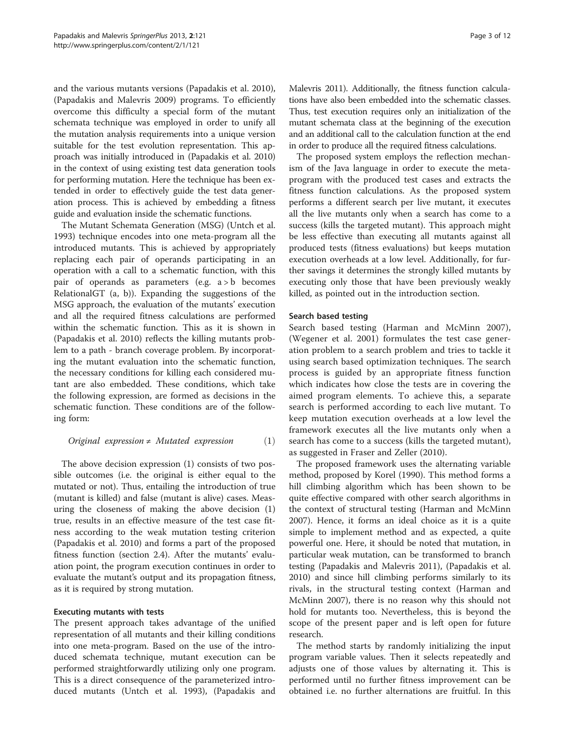and the various mutants versions (Papadakis et al. 2010), (Papadakis and Malevris 2009) programs. To efficiently overcome this difficulty a special form of the mutant schemata technique was employed in order to unify all the mutation analysis requirements into a unique version suitable for the test evolution representation. This approach was initially introduced in (Papadakis et al. 2010) in the context of using existing test data generation tools for performing mutation. Here the technique has been extended in order to effectively guide the test data generation process. This is achieved by embedding a fitness guide and evaluation inside the schematic functions.

The Mutant Schemata Generation (MSG) (Untch et al. 1993) technique encodes into one meta-program all the introduced mutants. This is achieved by appropriately replacing each pair of operands participating in an operation with a call to a schematic function, with this pair of operands as parameters (e.g. a > b becomes RelationalGT (a, b)). Expanding the suggestions of the MSG approach, the evaluation of the mutants' execution and all the required fitness calculations are performed within the schematic function. This as it is shown in (Papadakis et al. 2010) reflects the killing mutants problem to a path - branch coverage problem. By incorporating the mutant evaluation into the schematic function, the necessary conditions for killing each considered mutant are also embedded. These conditions, which take the following expression, are formed as decisions in the schematic function. These conditions are of the following form:

$$\textit{Original expression} \neq \textit{Mutated expression} \qquad (1)$$

The above decision expression (1) consists of two possible outcomes (i.e. the original is either equal to the mutated or not). Thus, entailing the introduction of true (mutant is killed) and false (mutant is alive) cases. Measuring the closeness of making the above decision (1) true, results in an effective measure of the test case fitness according to the weak mutation testing criterion (Papadakis et al. 2010) and forms a part of the proposed fitness function (section 2.4). After the mutants' evaluation point, the program execution continues in order to evaluate the mutant's output and its propagation fitness, as it is required by strong mutation.

#### Executing mutants with tests

The present approach takes advantage of the unified representation of all mutants and their killing conditions into one meta-program. Based on the use of the introduced schemata technique, mutant execution can be performed straightforwardly utilizing only one program. This is a direct consequence of the parameterized introduced mutants (Untch et al. 1993), (Papadakis and Malevris 2011). Additionally, the fitness function calculations have also been embedded into the schematic classes. Thus, test execution requires only an initialization of the mutant schemata class at the beginning of the execution and an additional call to the calculation function at the end in order to produce all the required fitness calculations.

The proposed system employs the reflection mechanism of the Java language in order to execute the meta-program with the produced test cases and extracts the fitness function calculations. As the proposed system performs a different search per live mutant, it executes all the live mutants only when a search has come to a success (kills the targeted mutant). This approach might be less effective than executing all mutants against all produced tests (fitness evaluations) but keeps mutation execution overheads at a low level. Additionally, for further savings it determines the strongly killed mutants by executing only those that have been previously weakly killed, as pointed out in the introduction section.

#### Search based testing

Search based testing (Harman and McMinn 2007), (Wegener et al. 2001) formulates the test case generation problem to a search problem and tries to tackle it using search based optimization techniques. The search process is guided by an appropriate fitness function which indicates how close the tests are in covering the aimed program elements. To achieve this, a separate search is performed according to each live mutant. To keep mutation execution overheads at a low level the framework executes all the live mutants only when a search has come to a success (kills the targeted mutant), as suggested in Fraser and Zeller (2010).

The proposed framework uses the alternating variable method, proposed by Korel (1990). This method forms a hill climbing algorithm which has been shown to be quite effective compared with other search algorithms in the context of structural testing (Harman and McMinn 2007). Hence, it forms an ideal choice as it is a quite simple to implement method and as expected, a quite powerful one. Here, it should be noted that mutation, in particular weak mutation, can be transformed to branch testing (Papadakis and Malevris 2011), (Papadakis et al. 2010) and since hill climbing performs similarly to its rivals, in the structural testing context (Harman and McMinn 2007), there is no reason why this should not hold for mutants too. Nevertheless, this is beyond the scope of the present paper and is left open for future research.

The method starts by randomly initializing the input program variable values. Then it selects repeatedly and adjusts one of those values by alternating it. This is performed until no further fitness improvement can be obtained i.e. no further alternations are fruitful. In this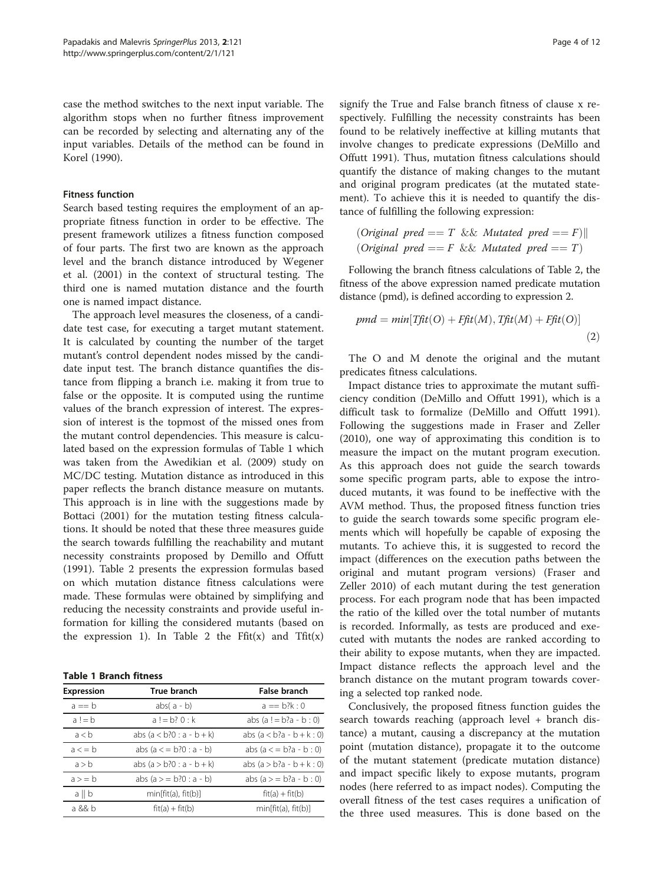case the method switches to the next input variable. The algorithm stops when no further fitness improvement can be recorded by selecting and alternating any of the input variables. Details of the method can be found in Korel (1990).

### Fitness function

Search based testing requires the employment of an appropriate fitness function in order to be effective. The present framework utilizes a fitness function composed of four parts. The first two are known as the approach level and the branch distance introduced by Wegener et al. (2001) in the context of structural testing. The third one is named mutation distance and the fourth one is named impact distance.

The approach level measures the closeness, of a candidate test case, for executing a target mutant statement. It is calculated by counting the number of the target mutant's control dependent nodes missed by the candidate input test. The branch distance quantifies the distance from flipping a branch i.e. making it from true to false or the opposite. It is computed using the runtime values of the branch expression of interest. The expression of interest is the topmost of the missed ones from the mutant control dependencies. This measure is calculated based on the expression formulas of Table 1 which was taken from the Awedikian et al. (2009) study on MC/DC testing. Mutation distance as introduced in this paper reflects the branch distance measure on mutants. This approach is in line with the suggestions made by Bottaci (2001) for the mutation testing fitness calculations. It should be noted that these three measures guide the search towards fulfilling the reachability and mutant necessity constraints proposed by Demillo and Offutt (1991). Table 2 presents the expression formulas based on which mutation distance fitness calculations were made. These formulas were obtained by simplifying and reducing the necessity constraints and provide useful information for killing the considered mutants (based on the expression 1). In Table 2 the Ffit(x) and Tfit(x) signify the True and False branch fitness of clause x respectively. Fulfilling the necessity constraints has been found to be relatively ineffective at killing mutants that involve changes to predicate expressions (DeMillo and Offutt 1991). Thus, mutation fitness calculations should quantify the distance of making changes to the mutant and original program predicates (at the mutated statement). To achieve this it is needed to quantify the distance of fulfilling the following expression:

$$(Original\ pred == T\ \&\&\ Mutated\ pred == F)\|$$
$$(Original\ pred == F\ \&\&\ Mutated\ pred == T)$$

Following the branch fitness calculations of Table 2, the fitness of the above expression named predicate mutation distance (pmd), is defined according to expression 2.

$$pmd = min[Tfit(O) + Ffit(M), Tfit(M) + Ffit(O)] \tag{2}$$

The O and M denote the original and the mutant predicates fitness calculations.

Impact distance tries to approximate the mutant sufficiency condition (DeMillo and Offutt 1991), which is a difficult task to formalize (DeMillo and Offutt 1991). Following the suggestions made in Fraser and Zeller (2010), one way of approximating this condition is to measure the impact on the mutant program execution. As this approach does not guide the search towards some specific program parts, able to expose the introduced mutants, it was found to be ineffective with the AVM method. Thus, the proposed fitness function tries to guide the search towards some specific program elements which will hopefully be capable of exposing the mutants. To achieve this, it is suggested to record the impact (differences on the execution paths between the original and mutant program versions) (Fraser and Zeller 2010) of each mutant during the test generation process. For each program node that has been impacted the ratio of the killed over the total number of mutants is recorded. Informally, as tests are produced and executed with mutants the nodes are ranked according to their ability to expose mutants, when they are impacted. Impact distance reflects the approach level and the branch distance on the mutant program towards covering a selected top ranked node.

Conclusively, the proposed fitness function guides the search towards reaching (approach level + branch distance) a mutant, causing a discrepancy at the mutation point (mutation distance), propagate it to the outcome of the mutant statement (predicate mutation distance) and impact specific likely to expose mutants, program nodes (here referred to as impact nodes). Computing the overall fitness of the test cases requires a unification of the three used measures. This is done based on the

**Table 1 Branch fitness**

| Expression | True branch | False branch |
|---|---|---|
| a == b | abs( a - b) | a == b?k : 0 |
| a != b | a != b? 0 : k | abs (a != b?a - b : 0) |
| a < b | abs (a < b?0 : a - b + k) | abs (a < b?a - b + k : 0) |
| a <= b | abs (a <= b?0 : a - b) | abs (a <= b?a - b : 0) |
| a > b | abs (a > b?0 : a - b + k) | abs (a > b?a - b + k : 0) |
| a >= b | abs (a >= b?0 : a - b) | abs (a >= b?a - b : 0) |
| a \|\| b | min[fit(a), fit(b)] | fit(a) + fit(b) |
| a && b | fit(a) + fit(b) | min[fit(a), fit(b)] |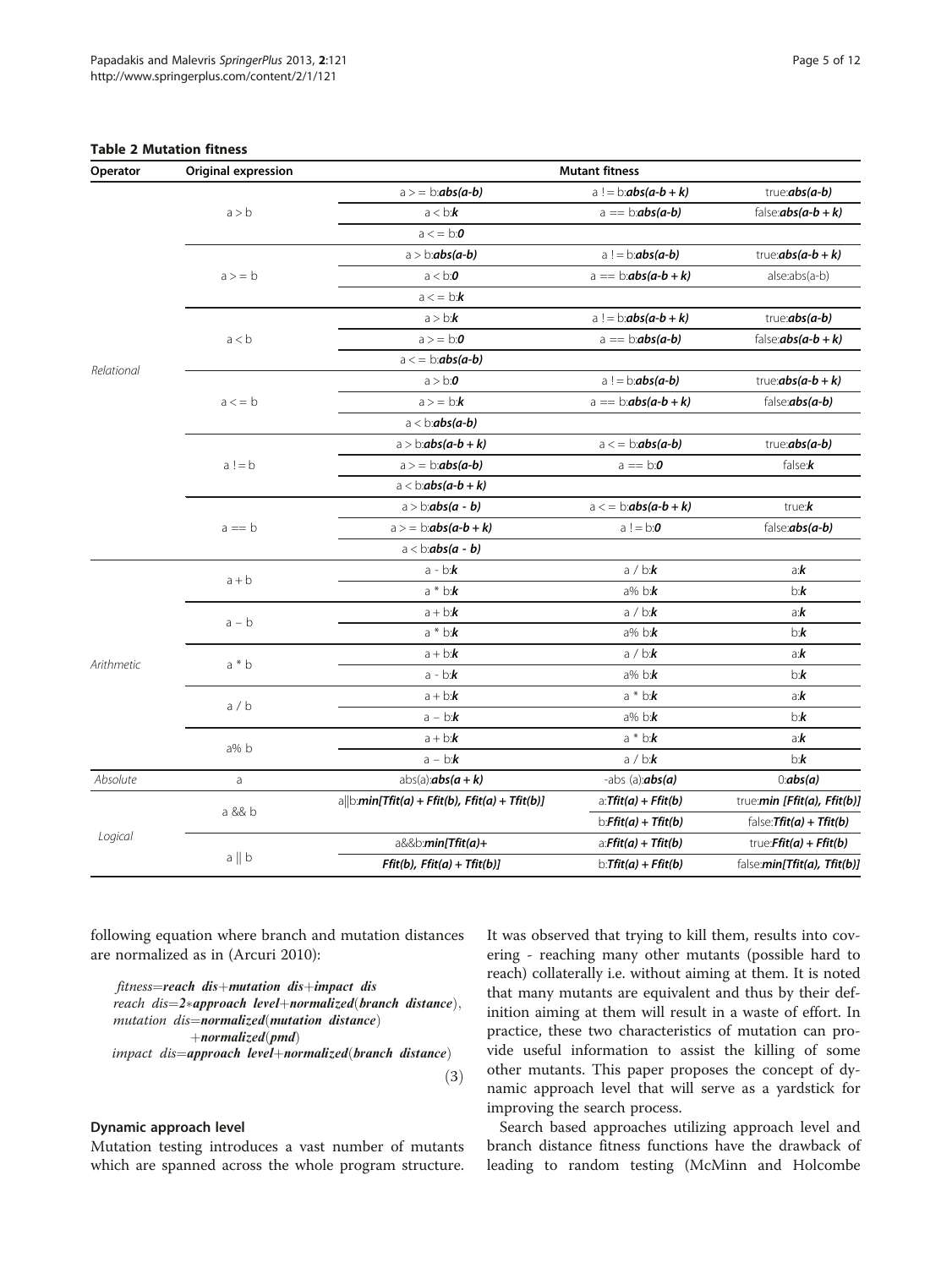**Table 2 Mutation fitness**

| Operator | Original expression | Mutant fitness | | |
|---|---|---|---|---|
| Relational | a > b | a >= b:***abs(a-b)*** | a != b:***abs(a-b + k)*** | true:***abs(a-b)*** |
| | | a < b:***k*** | a == b:***abs(a-b)*** | false:***abs(a-b + k)*** |
| | | a <= b:***0*** | | |
| | a >= b | a > b:***abs(a-b)*** | a != b:***abs(a-b)*** | true:***abs(a-b + k)*** |
| | | a < b:***0*** | a == b:***abs(a-b + k)*** | alse:abs(a-b) |
| | | a <= b:***k*** | | |
| | a < b | a > b:***k*** | a != b:***abs(a-b + k)*** | true:***abs(a-b)*** |
| | | a >= b:***0*** | a == b:***abs(a-b)*** | false:***abs(a-b + k)*** |
| | | a <= b:***abs(a-b)*** | | |
| | a <= b | a > b:***0*** | a != b:***abs(a-b)*** | true:***abs(a-b + k)*** |
| | | a >= b:***k*** | a == b:***abs(a-b + k)*** | false:***abs(a-b)*** |
| | | a < b:***abs(a-b)*** | | |
| | a != b | a > b:***abs(a-b + k)*** | a <= b:***abs(a-b)*** | true:***abs(a-b)*** |
| | | a >= b:***abs(a-b)*** | a == b:***0*** | false:***k*** |
| | | a < b:***abs(a-b + k)*** | | |
| | a == b | a > b:***abs(a - b)*** | a <= b:***abs(a-b + k)*** | true:***k*** |
| | | a >= b:***abs(a-b + k)*** | a != b:***0*** | false:***abs(a-b)*** |
| | | a < b:***abs(a - b)*** | | |
| Arithmetic | a + b | a - b:***k*** | a / b:***k*** | a:***k*** |
| | | a * b:***k*** | a% b:***k*** | b:***k*** |
| | a − b | a + b:***k*** | a / b:***k*** | a:***k*** |
| | | a * b:***k*** | a% b:***k*** | b:***k*** |
| | a * b | a + b:***k*** | a / b:***k*** | a:***k*** |
| | | a - b:***k*** | a% b:***k*** | b:***k*** |
| | a / b | a + b:***k*** | a * b:***k*** | a:***k*** |
| | | a − b:***k*** | a% b:***k*** | b:***k*** |
| | a% b | a + b:***k*** | a * b:***k*** | a:***k*** |
| | | a − b:***k*** | a / b:***k*** | b:***k*** |
| Absolute | a | abs(a):***abs(a + k)*** | -abs (a):***abs(a)*** | 0:***abs(a)*** |
| Logical | a && b | a\|\|b:***min[Tfit(a) + Ffit(b), Ffit(a) + Tfit(b)]*** | a:***Tfit(a) + Ffit(b)*** | true:***min [Ffit(a), Ffit(b)]*** |
| | | | b:***Ffit(a) + Tfit(b)*** | false:***Tfit(a) + Tfit(b)*** |
| | a \|\| b | a&&b:***min[Tfit(a)+ Ffit(b), Ffit(a) + Tfit(b)]*** | a:***Ffit(a) + Tfit(b)*** | true:***Ffit(a) + Ffit(b)*** |
| | | | b:***Tfit(a) + Ffit(b)*** | false:***min[Tfit(a), Tfit(b)]*** |

following equation where branch and mutation distances are normalized as in (Arcuri 2010):

$$
\begin{aligned}
&\mathit{fitness}=\textbf{\textit{reach dis}}+\textbf{\textit{mutation dis}}+\textbf{\textit{impact dis}}\\
&\mathit{reach\ dis}=\textbf{2}*\textbf{\textit{approach level}}+\textbf{\textit{normalized}}(\textbf{\textit{branch distance}}),\\
&\mathit{mutation\ dis}=\textbf{\textit{normalized}}(\textbf{\textit{mutation distance}})\\
&\qquad +\textbf{\textit{normalized}}(\textbf{\textit{pmd}})\\
&\mathit{impact\ dis}=\textbf{\textit{approach level}}+\textbf{\textit{normalized}}(\textbf{\textit{branch distance}})
\end{aligned}
\tag{3}
$$

### Dynamic approach level

Mutation testing introduces a vast number of mutants which are spanned across the whole program structure. It was observed that trying to kill them, results into covering - reaching many other mutants (possible hard to reach) collaterally i.e. without aiming at them. It is noted that many mutants are equivalent and thus by their definition aiming at them will result in a waste of effort. In practice, these two characteristics of mutation can provide useful information to assist the killing of some other mutants. This paper proposes the concept of dynamic approach level that will serve as a yardstick for improving the search process.

Search based approaches utilizing approach level and branch distance fitness functions have the drawback of leading to random testing (McMinn and Holcombe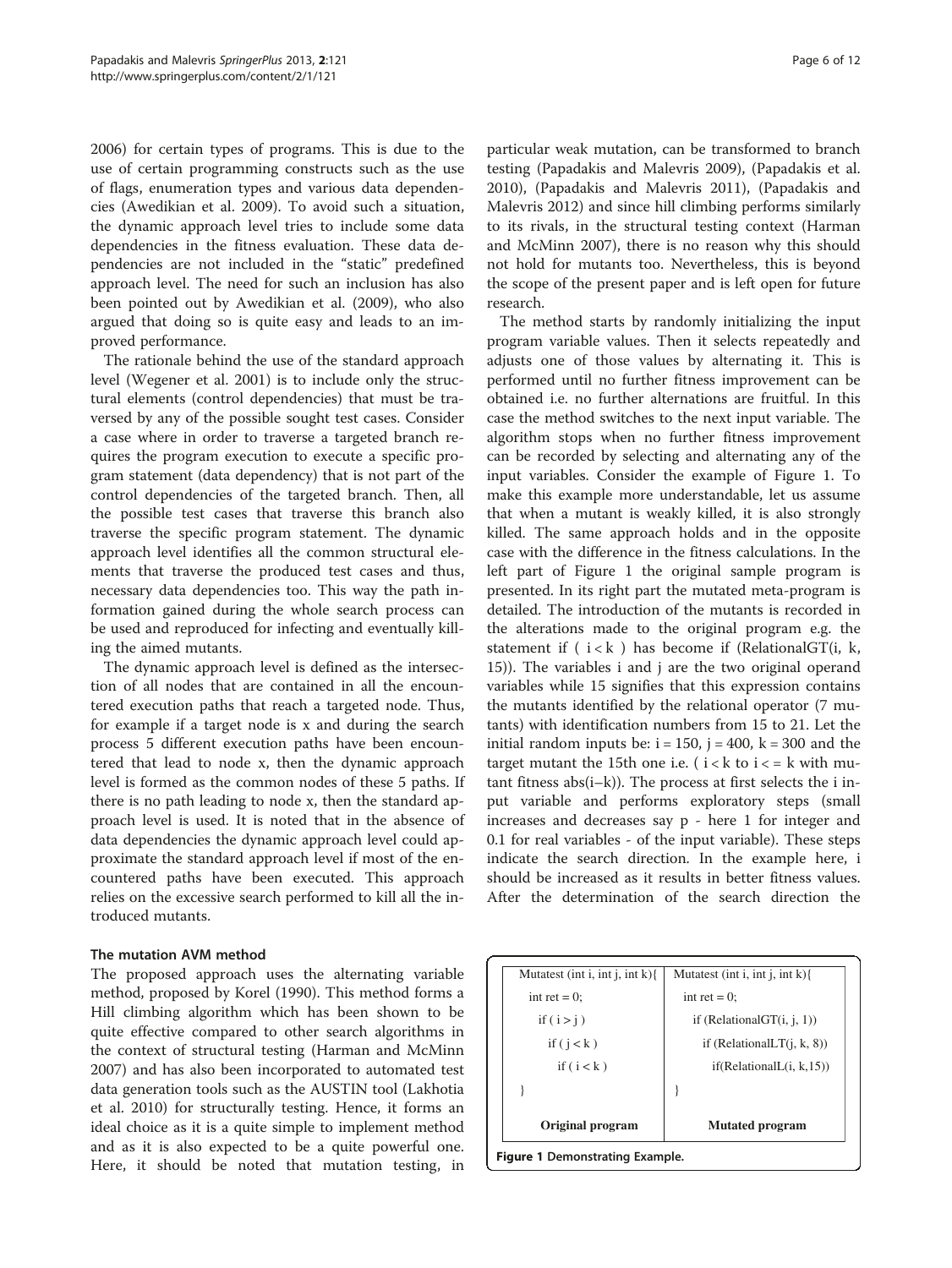2006) for certain types of programs. This is due to the use of certain programming constructs such as the use of flags, enumeration types and various data dependencies (Awedikian et al. 2009). To avoid such a situation, the dynamic approach level tries to include some data dependencies in the fitness evaluation. These data dependencies are not included in the "static" predefined approach level. The need for such an inclusion has also been pointed out by Awedikian et al. (2009), who also argued that doing so is quite easy and leads to an improved performance.

The rationale behind the use of the standard approach level (Wegener et al. 2001) is to include only the structural elements (control dependencies) that must be traversed by any of the possible sought test cases. Consider a case where in order to traverse a targeted branch requires the program execution to execute a specific program statement (data dependency) that is not part of the control dependencies of the targeted branch. Then, all the possible test cases that traverse this branch also traverse the specific program statement. The dynamic approach level identifies all the common structural elements that traverse the produced test cases and thus, necessary data dependencies too. This way the path information gained during the whole search process can be used and reproduced for infecting and eventually killing the aimed mutants.

The dynamic approach level is defined as the intersection of all nodes that are contained in all the encountered execution paths that reach a targeted node. Thus, for example if a target node is x and during the search process 5 different execution paths have been encountered that lead to node x, then the dynamic approach level is formed as the common nodes of these 5 paths. If there is no path leading to node x, then the standard approach level is used. It is noted that in the absence of data dependencies the dynamic approach level could approximate the standard approach level if most of the encountered paths have been executed. This approach relies on the excessive search performed to kill all the introduced mutants.

### The mutation AVM method

The proposed approach uses the alternating variable method, proposed by Korel (1990). This method forms a Hill climbing algorithm which has been shown to be quite effective compared to other search algorithms in the context of structural testing (Harman and McMinn 2007) and has also been incorporated to automated test data generation tools such as the AUSTIN tool (Lakhotia et al. 2010) for structurally testing. Hence, it forms an ideal choice as it is a quite simple to implement method and as it is also expected to be a quite powerful one. Here, it should be noted that mutation testing, in particular weak mutation, can be transformed to branch testing (Papadakis and Malevris 2009), (Papadakis et al. 2010), (Papadakis and Malevris 2011), (Papadakis and Malevris 2012) and since hill climbing performs similarly to its rivals, in the structural testing context (Harman and McMinn 2007), there is no reason why this should not hold for mutants too. Nevertheless, this is beyond the scope of the present paper and is left open for future research.

The method starts by randomly initializing the input program variable values. Then it selects repeatedly and adjusts one of those values by alternating it. This is performed until no further fitness improvement can be obtained i.e. no further alternations are fruitful. In this case the method switches to the next input variable. The algorithm stops when no further fitness improvement can be recorded by selecting and alternating any of the input variables. Consider the example of Figure 1. To make this example more understandable, let us assume that when a mutant is weakly killed, it is also strongly killed. The same approach holds and in the opposite case with the difference in the fitness calculations. In the left part of Figure 1 the original sample program is presented. In its right part the mutated meta-program is detailed. The introduction of the mutants is recorded in the alterations made to the original program e.g. the statement if ( i < k ) has become if (RelationalGT(i, k, 15)). The variables i and j are the two original operand variables while 15 signifies that this expression contains the mutants identified by the relational operator (7 mutants) with identification numbers from 15 to 21. Let the initial random inputs be: i = 150, j = 400, k = 300 and the target mutant the 15th one i.e. ( i < k to i < = k with mutant fitness abs(i–k)). The process at first selects the i input variable and performs exploratory steps (small increases and decreases say p - here 1 for integer and 0.1 for real variables - of the input variable). These steps indicate the search direction. In the example here, i should be increased as it results in better fitness values. After the determination of the search direction the

| Original program | Mutated program |
|---|---|
| Mutatest (int i, int j, int k){ | Mutatest (int i, int j, int k){ |
| int ret = 0; | int ret = 0; |
| if ( i > j ) | if (RelationalGT(i, j, 1)) |
| if ( j < k ) | if (RelationalLT(j, k, 8)) |
| if ( i < k ) | if(RelationalL(i, k,15)) |
| } | } |

Figure 1 Demonstrating Example.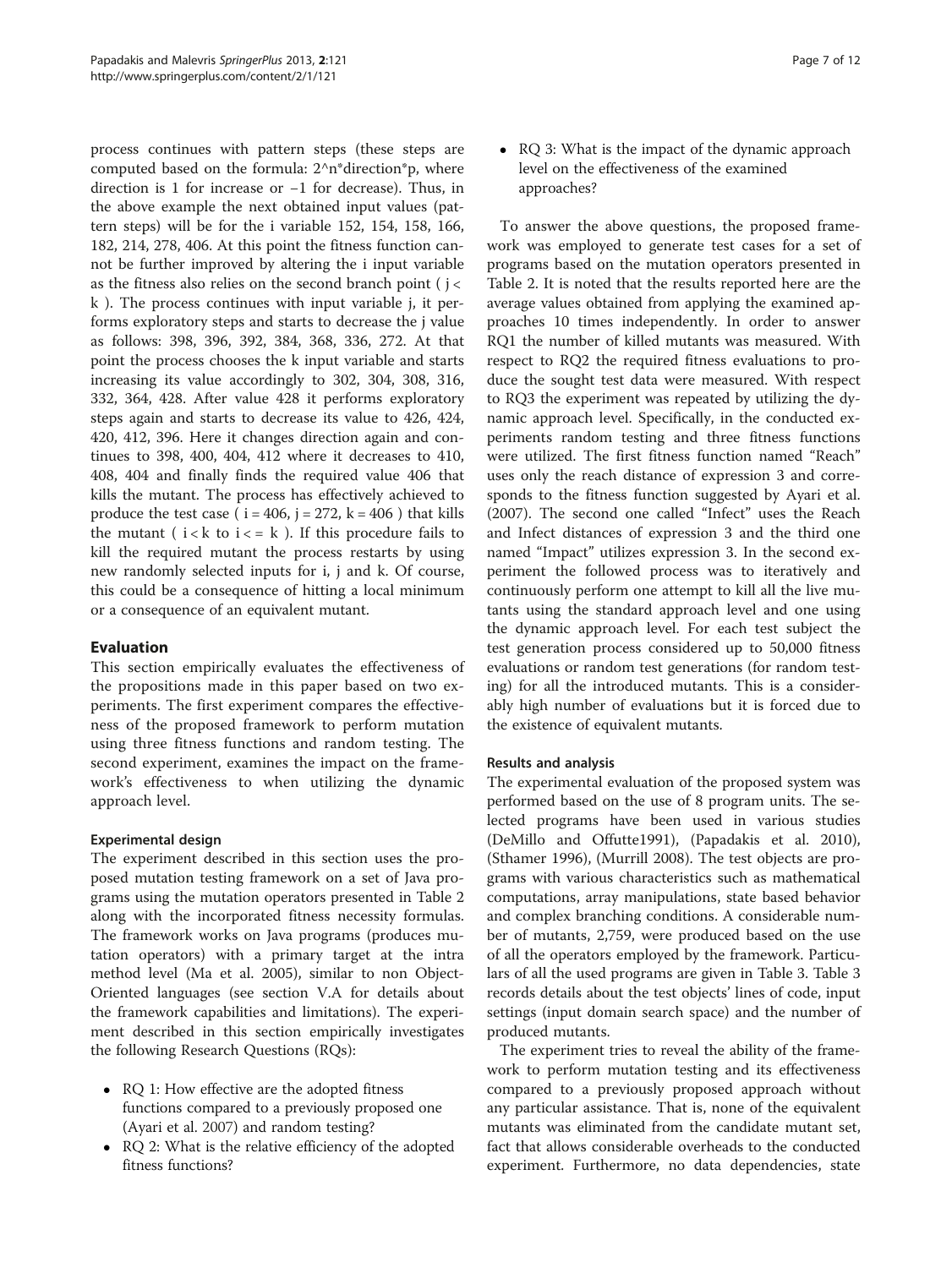process continues with pattern steps (these steps are computed based on the formula: 2^n*direction*p, where direction is 1 for increase or −1 for decrease). Thus, in the above example the next obtained input values (pattern steps) will be for the i variable 152, 154, 158, 166, 182, 214, 278, 406. At this point the fitness function cannot be further improved by altering the i input variable as the fitness also relies on the second branch point ( $j < k$ ). The process continues with input variable j, it performs exploratory steps and starts to decrease the j value as follows: 398, 396, 392, 384, 368, 336, 272. At that point the process chooses the k input variable and starts increasing its value accordingly to 302, 304, 308, 316, 332, 364, 428. After value 428 it performs exploratory steps again and starts to decrease its value to 426, 424, 420, 412, 396. Here it changes direction again and continues to 398, 400, 404, 412 where it decreases to 410, 408, 404 and finally finds the required value 406 that kills the mutant. The process has effectively achieved to produce the test case ( $i = 406$, $j = 272$, $k = 406$ ) that kills the mutant ( $i < k$ to $i <= k$ ). If this procedure fails to kill the required mutant the process restarts by using new randomly selected inputs for i, j and k. Of course, this could be a consequence of hitting a local minimum or a consequence of an equivalent mutant.

## Evaluation

This section empirically evaluates the effectiveness of the propositions made in this paper based on two experiments. The first experiment compares the effectiveness of the proposed framework to perform mutation using three fitness functions and random testing. The second experiment, examines the impact on the framework's effectiveness to when utilizing the dynamic approach level.

### Experimental design

The experiment described in this section uses the proposed mutation testing framework on a set of Java programs using the mutation operators presented in Table 2 along with the incorporated fitness necessity formulas. The framework works on Java programs (produces mutation operators) with a primary target at the intra method level (Ma et al. 2005), similar to non Object-Oriented languages (see section V.A for details about the framework capabilities and limitations). The experiment described in this section empirically investigates the following Research Questions (RQs):

- RQ 1: How effective are the adopted fitness functions compared to a previously proposed one (Ayari et al. 2007) and random testing?
- RQ 2: What is the relative efficiency of the adopted fitness functions?
- RQ 3: What is the impact of the dynamic approach level on the effectiveness of the examined approaches?

To answer the above questions, the proposed framework was employed to generate test cases for a set of programs based on the mutation operators presented in Table 2. It is noted that the results reported here are the average values obtained from applying the examined approaches 10 times independently. In order to answer RQ1 the number of killed mutants was measured. With respect to RQ2 the required fitness evaluations to produce the sought test data were measured. With respect to RQ3 the experiment was repeated by utilizing the dynamic approach level. Specifically, in the conducted experiments random testing and three fitness functions were utilized. The first fitness function named "Reach" uses only the reach distance of expression 3 and corresponds to the fitness function suggested by Ayari et al. (2007). The second one called "Infect" uses the Reach and Infect distances of expression 3 and the third one named "Impact" utilizes expression 3. In the second experiment the followed process was to iteratively and continuously perform one attempt to kill all the live mutants using the standard approach level and one using the dynamic approach level. For each test subject the test generation process considered up to 50,000 fitness evaluations or random test generations (for random testing) for all the introduced mutants. This is a considerably high number of evaluations but it is forced due to the existence of equivalent mutants.

### Results and analysis

The experimental evaluation of the proposed system was performed based on the use of 8 program units. The selected programs have been used in various studies (DeMillo and Offutte1991), (Papadakis et al. 2010), (Sthamer 1996), (Murrill 2008). The test objects are programs with various characteristics such as mathematical computations, array manipulations, state based behavior and complex branching conditions. A considerable number of mutants, 2,759, were produced based on the use of all the operators employed by the framework. Particulars of all the used programs are given in Table 3. Table 3 records details about the test objects' lines of code, input settings (input domain search space) and the number of produced mutants.

The experiment tries to reveal the ability of the framework to perform mutation testing and its effectiveness compared to a previously proposed approach without any particular assistance. That is, none of the equivalent mutants was eliminated from the candidate mutant set, fact that allows considerable overheads to the conducted experiment. Furthermore, no data dependencies, state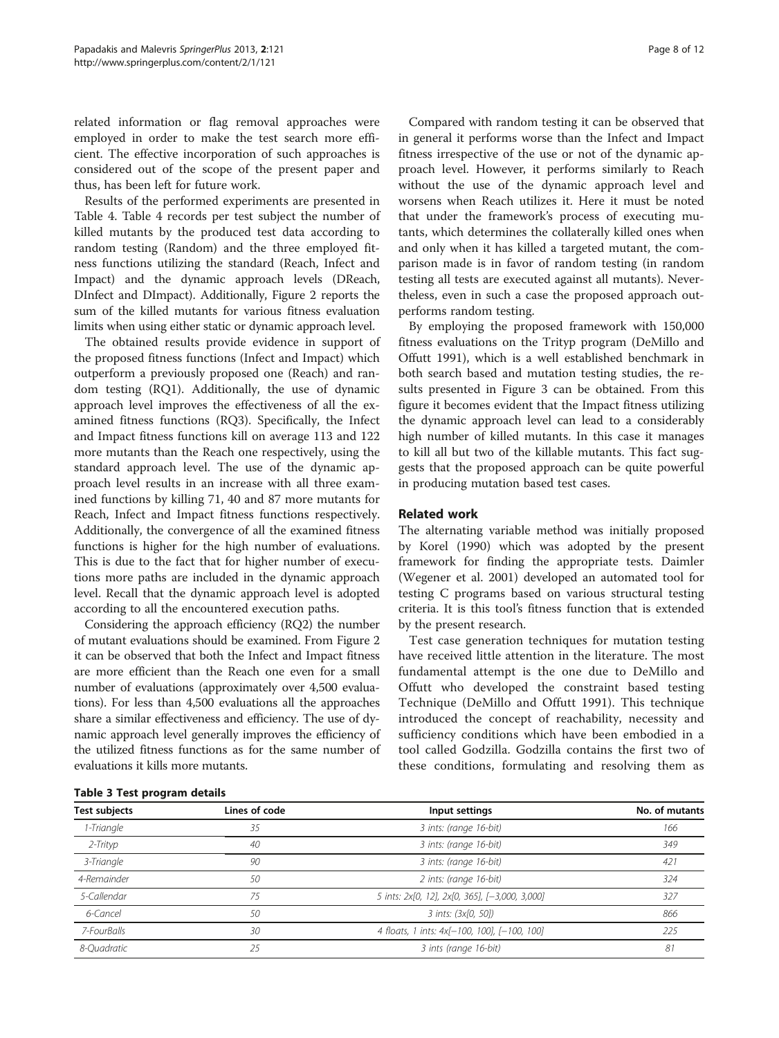related information or flag removal approaches were employed in order to make the test search more efficient. The effective incorporation of such approaches is considered out of the scope of the present paper and thus, has been left for future work.

Results of the performed experiments are presented in Table 4. Table 4 records per test subject the number of killed mutants by the produced test data according to random testing (Random) and the three employed fitness functions utilizing the standard (Reach, Infect and Impact) and the dynamic approach levels (DReach, DInfect and DImpact). Additionally, Figure 2 reports the sum of the killed mutants for various fitness evaluation limits when using either static or dynamic approach level.

The obtained results provide evidence in support of the proposed fitness functions (Infect and Impact) which outperform a previously proposed one (Reach) and random testing (RQ1). Additionally, the use of dynamic approach level improves the effectiveness of all the examined fitness functions (RQ3). Specifically, the Infect and Impact fitness functions kill on average 113 and 122 more mutants than the Reach one respectively, using the standard approach level. The use of the dynamic approach level results in an increase with all three examined functions by killing 71, 40 and 87 more mutants for Reach, Infect and Impact fitness functions respectively. Additionally, the convergence of all the examined fitness functions is higher for the high number of evaluations. This is due to the fact that for higher number of executions more paths are included in the dynamic approach level. Recall that the dynamic approach level is adopted according to all the encountered execution paths.

Considering the approach efficiency (RQ2) the number of mutant evaluations should be examined. From Figure 2 it can be observed that both the Infect and Impact fitness are more efficient than the Reach one even for a small number of evaluations (approximately over 4,500 evaluations). For less than 4,500 evaluations all the approaches share a similar effectiveness and efficiency. The use of dynamic approach level generally improves the efficiency of the utilized fitness functions as for the same number of evaluations it kills more mutants.

Compared with random testing it can be observed that in general it performs worse than the Infect and Impact fitness irrespective of the use or not of the dynamic approach level. However, it performs similarly to Reach without the use of the dynamic approach level and worsens when Reach utilizes it. Here it must be noted that under the framework's process of executing mutants, which determines the collaterally killed ones when and only when it has killed a targeted mutant, the comparison made is in favor of random testing (in random testing all tests are executed against all mutants). Nevertheless, even in such a case the proposed approach outperforms random testing.

By employing the proposed framework with 150,000 fitness evaluations on the Trityp program (DeMillo and Offutt 1991), which is a well established benchmark in both search based and mutation testing studies, the results presented in Figure 3 can be obtained. From this figure it becomes evident that the Impact fitness utilizing the dynamic approach level can lead to a considerably high number of killed mutants. In this case it manages to kill all but two of the killable mutants. This fact suggests that the proposed approach can be quite powerful in producing mutation based test cases.

## Related work

The alternating variable method was initially proposed by Korel (1990) which was adopted by the present framework for finding the appropriate tests. Daimler (Wegener et al. 2001) developed an automated tool for testing C programs based on various structural testing criteria. It is this tool's fitness function that is extended by the present research.

Test case generation techniques for mutation testing have received little attention in the literature. The most fundamental attempt is the one due to DeMillo and Offutt who developed the constraint based testing Technique (DeMillo and Offutt 1991). This technique introduced the concept of reachability, necessity and sufficiency conditions which have been embodied in a tool called Godzilla. Godzilla contains the first two of these conditions, formulating and resolving them as

**Table 3 Test program details**

| Test subjects | Lines of code | Input settings | No. of mutants |
|---|---|---|---|
| *1-Triangle* | *35* | *3 ints: (range 16-bit)* | *166* |
| *2-Trityp* | *40* | *3 ints: (range 16-bit)* | *349* |
| *3-Triangle* | *90* | *3 ints: (range 16-bit)* | *421* |
| *4-Remainder* | *50* | *2 ints: (range 16-bit)* | *324* |
| *5-Callendar* | *75* | *5 ints: 2x[0, 12], 2x[0, 365], [−3,000, 3,000]* | *327* |
| *6-Cancel* | *50* | *3 ints: (3x[0, 50])* | *866* |
| *7-FourBalls* | *30* | *4 floats, 1 ints: 4x[−100, 100], [−100, 100]* | *225* |
| *8-Quadratic* | *25* | *3 ints (range 16-bit)* | *81* |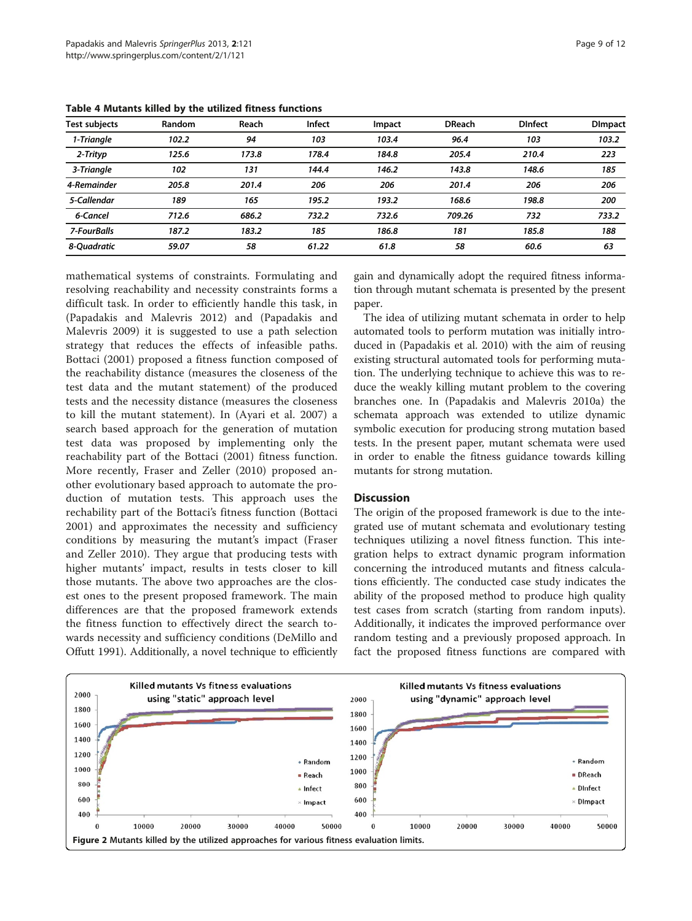**Table 4 Mutants killed by the utilized fitness functions**

| Test subjects | Random | Reach | Infect | Impact | DReach | DInfect | DImpact |
|---|---|---|---|---|---|---|---|
| *1-Triangle* | *102.2* | *94* | *103* | *103.4* | *96.4* | *103* | *103.2* |
| *2-Trityp* | *125.6* | *173.8* | *178.4* | *184.8* | *205.4* | *210.4* | *223* |
| *3-Triangle* | *102* | *131* | *144.4* | *146.2* | *143.8* | *148.6* | *185* |
| *4-Remainder* | *205.8* | *201.4* | *206* | *206* | *201.4* | *206* | *206* |
| *5-Callendar* | *189* | *165* | *195.2* | *193.2* | *168.6* | *198.8* | *200* |
| *6-Cancel* | *712.6* | *686.2* | *732.2* | *732.6* | *709.26* | *732* | *733.2* |
| *7-FourBalls* | *187.2* | *183.2* | *185* | *186.8* | *181* | *185.8* | *188* |
| *8-Quadratic* | *59.07* | *58* | *61.22* | *61.8* | *58* | *60.6* | *63* |

mathematical systems of constraints. Formulating and resolving reachability and necessity constraints forms a difficult task. In order to efficiently handle this task, in (Papadakis and Malevris 2012) and (Papadakis and Malevris 2009) it is suggested to use a path selection strategy that reduces the effects of infeasible paths. Bottaci (2001) proposed a fitness function composed of the reachability distance (measures the closeness of the test data and the mutant statement) of the produced tests and the necessity distance (measures the closeness to kill the mutant statement). In (Ayari et al. 2007) a search based approach for the generation of mutation test data was proposed by implementing only the reachability part of the Bottaci (2001) fitness function. More recently, Fraser and Zeller (2010) proposed another evolutionary based approach to automate the production of mutation tests. This approach uses the rechability part of the Bottaci's fitness function (Bottaci 2001) and approximates the necessity and sufficiency conditions by measuring the mutant's impact (Fraser and Zeller 2010). They argue that producing tests with higher mutants' impact, results in tests closer to kill those mutants. The above two approaches are the closest ones to the present proposed framework. The main differences are that the proposed framework extends the fitness function to effectively direct the search towards necessity and sufficiency conditions (DeMillo and Offutt 1991). Additionally, a novel technique to efficiently gain and dynamically adopt the required fitness information through mutant schemata is presented by the present paper.

The idea of utilizing mutant schemata in order to help automated tools to perform mutation was initially introduced in (Papadakis et al. 2010) with the aim of reusing existing structural automated tools for performing mutation. The underlying technique to achieve this was to reduce the weakly killing mutant problem to the covering branches one. In (Papadakis and Malevris 2010a) the schemata approach was extended to utilize dynamic symbolic execution for producing strong mutation based tests. In the present paper, mutant schemata were used in order to enable the fitness guidance towards killing mutants for strong mutation.

## Discussion

The origin of the proposed framework is due to the integrated use of mutant schemata and evolutionary testing techniques utilizing a novel fitness function. This integration helps to extract dynamic program information concerning the introduced mutants and fitness calculations efficiently. The conducted case study indicates the ability of the proposed method to produce high quality test cases from scratch (starting from random inputs). Additionally, it indicates the improved performance over random testing and a previously proposed approach. In fact the proposed fitness functions are compared with

**Figure 2** Mutants killed by the utilized approaches for various fitness evaluation limits.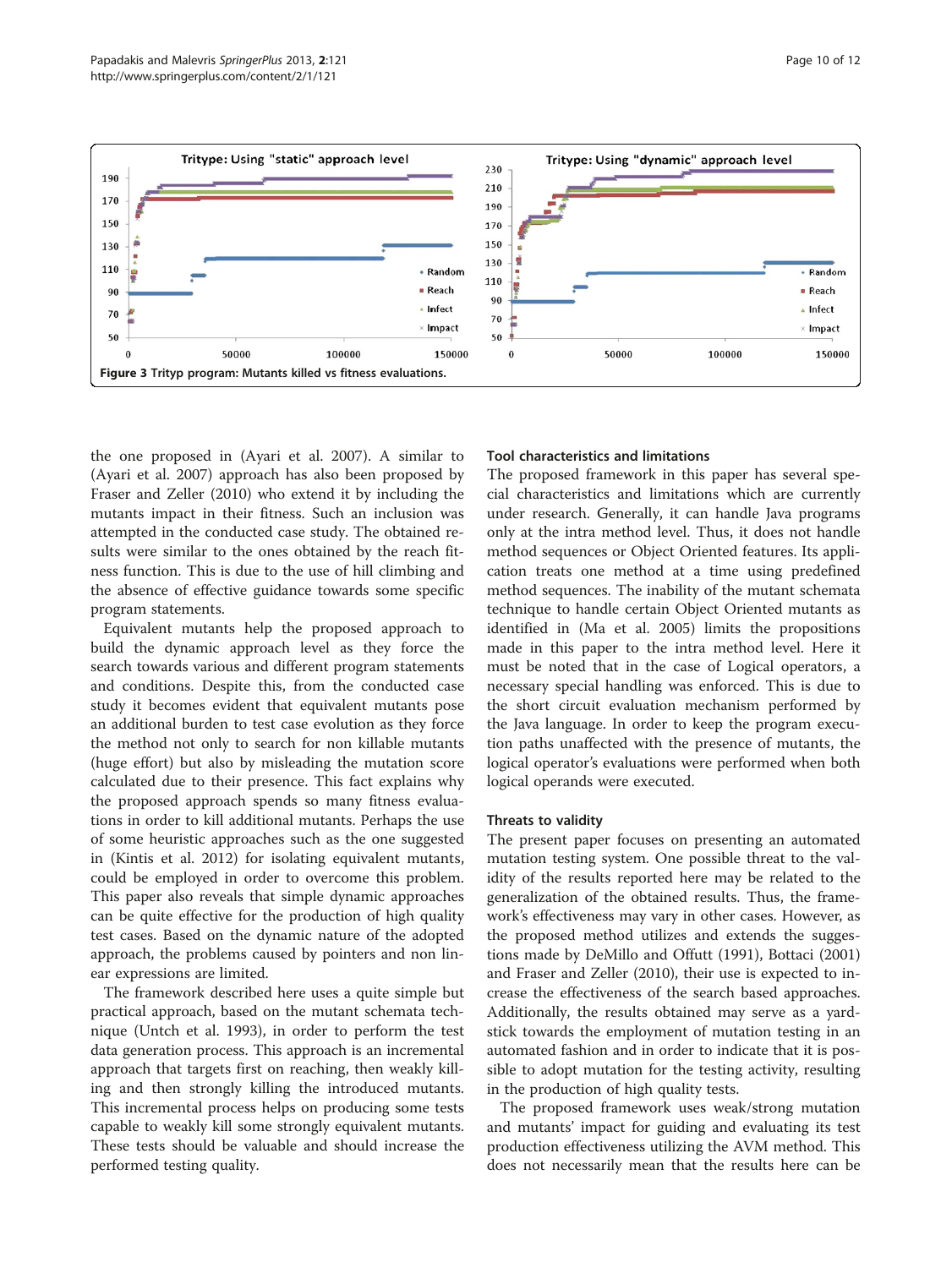Figure 3 Tritype program: Mutants killed vs fitness evaluations.

the one proposed in (Ayari et al. 2007). A similar to (Ayari et al. 2007) approach has also been proposed by Fraser and Zeller (2010) who extend it by including the mutants impact in their fitness. Such an inclusion was attempted in the conducted case study. The obtained results were similar to the ones obtained by the reach fitness function. This is due to the use of hill climbing and the absence of effective guidance towards some specific program statements.

Equivalent mutants help the proposed approach to build the dynamic approach level as they force the search towards various and different program statements and conditions. Despite this, from the conducted case study it becomes evident that equivalent mutants pose an additional burden to test case evolution as they force the method not only to search for non killable mutants (huge effort) but also by misleading the mutation score calculated due to their presence. This fact explains why the proposed approach spends so many fitness evaluations in order to kill additional mutants. Perhaps the use of some heuristic approaches such as the one suggested in (Kintis et al. 2012) for isolating equivalent mutants, could be employed in order to overcome this problem. This paper also reveals that simple dynamic approaches can be quite effective for the production of high quality test cases. Based on the dynamic nature of the adopted approach, the problems caused by pointers and non linear expressions are limited.

The framework described here uses a quite simple but practical approach, based on the mutant schemata technique (Untch et al. 1993), in order to perform the test data generation process. This approach is an incremental approach that targets first on reaching, then weakly killing and then strongly killing the introduced mutants. This incremental process helps on producing some tests capable to weakly kill some strongly equivalent mutants. These tests should be valuable and should increase the performed testing quality.

### Tool characteristics and limitations

The proposed framework in this paper has several special characteristics and limitations which are currently under research. Generally, it can handle Java programs only at the intra method level. Thus, it does not handle method sequences or Object Oriented features. Its application treats one method at a time using predefined method sequences. The inability of the mutant schemata technique to handle certain Object Oriented mutants as identified in (Ma et al. 2005) limits the propositions made in this paper to the intra method level. Here it must be noted that in the case of Logical operators, a necessary special handling was enforced. This is due to the short circuit evaluation mechanism performed by the Java language. In order to keep the program execution paths unaffected with the presence of mutants, the logical operator's evaluations were performed when both logical operands were executed.

### Threats to validity

The present paper focuses on presenting an automated mutation testing system. One possible threat to the validity of the results reported here may be related to the generalization of the obtained results. Thus, the framework's effectiveness may vary in other cases. However, as the proposed method utilizes and extends the suggestions made by DeMillo and Offutt (1991), Bottaci (2001) and Fraser and Zeller (2010), their use is expected to increase the effectiveness of the search based approaches. Additionally, the results obtained may serve as a yardstick towards the employment of mutation testing in an automated fashion and in order to indicate that it is possible to adopt mutation for the testing activity, resulting in the production of high quality tests.

The proposed framework uses weak/strong mutation and mutants' impact for guiding and evaluating its test production effectiveness utilizing the AVM method. This does not necessarily mean that the results here can be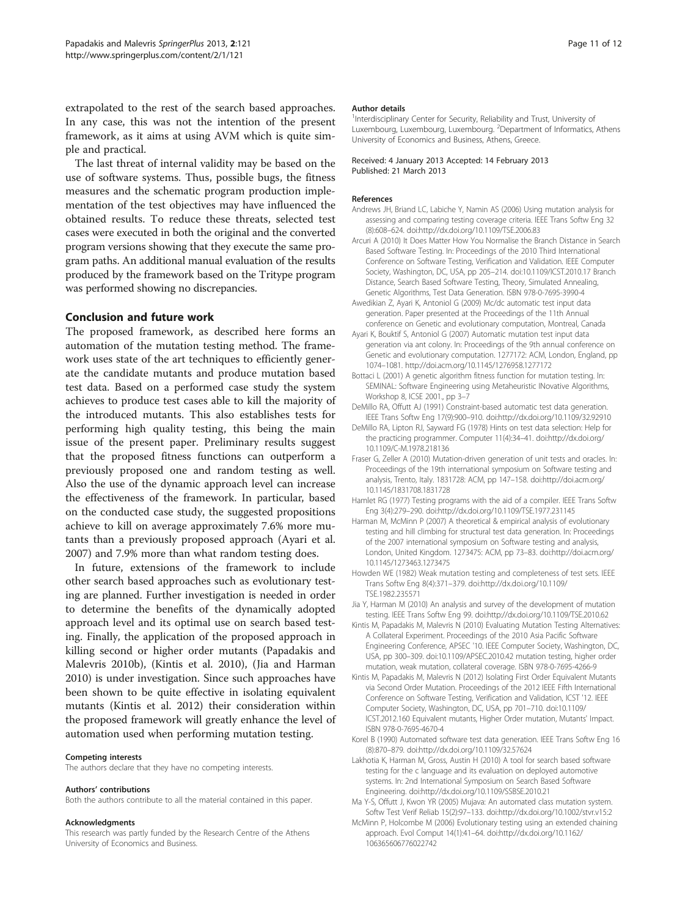extrapolated to the rest of the search based approaches. In any case, this was not the intention of the present framework, as it aims at using AVM which is quite simple and practical.

The last threat of internal validity may be based on the use of software systems. Thus, possible bugs, the fitness measures and the schematic program production implementation of the test objectives may have influenced the obtained results. To reduce these threats, selected test cases were executed in both the original and the converted program versions showing that they execute the same program paths. An additional manual evaluation of the results produced by the framework based on the Tritype program was performed showing no discrepancies.

## Conclusion and future work

The proposed framework, as described here forms an automation of the mutation testing method. The framework uses state of the art techniques to efficiently generate the candidate mutants and produce mutation based test data. Based on a performed case study the system achieves to produce test cases able to kill the majority of the introduced mutants. This also establishes tests for performing high quality testing, this being the main issue of the present paper. Preliminary results suggest that the proposed fitness functions can outperform a previously proposed one and random testing as well. Also the use of the dynamic approach level can increase the effectiveness of the framework. In particular, based on the conducted case study, the suggested propositions achieve to kill on average approximately 7.6% more mutants than a previously proposed approach (Ayari et al. 2007) and 7.9% more than what random testing does.

In future, extensions of the framework to include other search based approaches such as evolutionary testing are planned. Further investigation is needed in order to determine the benefits of the dynamically adopted approach level and its optimal use on search based testing. Finally, the application of the proposed approach in killing second or higher order mutants (Papadakis and Malevris 2010b), (Kintis et al. 2010), (Jia and Harman 2010) is under investigation. Since such approaches have been shown to be quite effective in isolating equivalent mutants (Kintis et al. 2012) their consideration within the proposed framework will greatly enhance the level of automation used when performing mutation testing.

#### Competing interests

The authors declare that they have no competing interests.

#### Authors' contributions

Both the authors contribute to all the material contained in this paper.

#### Acknowledgments

This research was partly funded by the Research Centre of the Athens University of Economics and Business.

#### Author details

[1]Interdisciplinary Center for Security, Reliability and Trust, University of Luxembourg, Luxembourg, Luxembourg. [2]Department of Informatics, Athens University of Economics and Business, Athens, Greece.

Received: 4 January 2013 Accepted: 14 February 2013
Published: 21 March 2013

#### References

Andrews JH, Briand LC, Labiche Y, Namin AS (2006) Using mutation analysis for assessing and comparing testing coverage criteria. IEEE Trans Softw Eng 32 (8):608–624. doi:http://dx.doi.org/10.1109/TSE.2006.83

Arcuri A (2010) It Does Matter How You Normalise the Branch Distance in Search Based Software Testing. In: Proceedings of the 2010 Third International Conference on Software Testing, Verification and Validation. IEEE Computer Society, Washington, DC, USA, pp 205–214. doi:10.1109/ICST.2010.17 Branch Distance, Search Based Software Testing, Theory, Simulated Annealing, Genetic Algorithms, Test Data Generation. ISBN 978-0-7695-3990-4

Awedikian Z, Ayari K, Antoniol G (2009) Mc/dc automatic test input data generation. Paper presented at the Proceedings of the 11th Annual conference on Genetic and evolutionary computation, Montreal, Canada

Ayari K, Bouktif S, Antoniol G (2007) Automatic mutation test input data generation via ant colony. In: Proceedings of the 9th annual conference on Genetic and evolutionary computation. 1277172: ACM, London, England, pp 1074–1081. http://doi.acm.org/10.1145/1276958.1277172

Bottaci L (2001) A genetic algorithm fitness function for mutation testing. In: SEMINAL: Software Engineering using Metaheuristic INovative Algorithms, Workshop 8, ICSE 2001., pp 3–7

DeMillo RA, Offutt AJ (1991) Constraint-based automatic test data generation. IEEE Trans Softw Eng 17(9):900–910. doi:http://dx.doi.org/10.1109/32.92910

DeMillo RA, Lipton RJ, Sayward FG (1978) Hints on test data selection: Help for the practicing programmer. Computer 11(4):34–41. doi:http://dx.doi.org/10.1109/C-M.1978.218136

Fraser G, Zeller A (2010) Mutation-driven generation of unit tests and oracles. In: Proceedings of the 19th international symposium on Software testing and analysis, Trento, Italy. 1831728: ACM, pp 147–158. doi:http://doi.acm.org/10.1145/1831708.1831728

Hamlet RG (1977) Testing programs with the aid of a compiler. IEEE Trans Softw Eng 3(4):279–290. doi:http://dx.doi.org/10.1109/TSE.1977.231145

Harman M, McMinn P (2007) A theoretical & empirical analysis of evolutionary testing and hill climbing for structural test data generation. In: Proceedings of the 2007 international symposium on Software testing and analysis, London, United Kingdom. 1273475: ACM, pp 73–83. doi:http://doi.acm.org/10.1145/1273463.1273475

Howden WE (1982) Weak mutation testing and completeness of test sets. IEEE Trans Softw Eng 8(4):371–379. doi:http://dx.doi.org/10.1109/TSE.1982.235571

Jia Y, Harman M (2010) An analysis and survey of the development of mutation testing. IEEE Trans Softw Eng 99. doi:http://dx.doi.org/10.1109/TSE.2010.62

Kintis M, Papadakis M, Malevris N (2010) Evaluating Mutation Testing Alternatives: A Collateral Experiment. Proceedings of the 2010 Asia Pacific Software Engineering Conference, APSEC '10. IEEE Computer Society, Washington, DC, USA, pp 300–309. doi:10.1109/APSEC.2010.42 mutation testing, higher order mutation, weak mutation, collateral coverage. ISBN 978-0-7695-4266-9

Kintis M, Papadakis M, Malevris N (2012) Isolating First Order Equivalent Mutants via Second Order Mutation. Proceedings of the 2012 IEEE Fifth International Conference on Software Testing, Verification and Validation, ICST '12. IEEE Computer Society, Washington, DC, USA, pp 701–710. doi:10.1109/ICST.2012.160 Equivalent mutants, Higher Order mutation, Mutants' Impact. ISBN 978-0-7695-4670-4

Korel B (1990) Automated software test data generation. IEEE Trans Softw Eng 16 (8):870–879. doi:http://dx.doi.org/10.1109/32.57624

Lakhotia K, Harman M, Gross, Austin H (2010) A tool for search based software testing for the c language and its evaluation on deployed automotive systems. In: 2nd International Symposium on Search Based Software Engineering. doi:http://dx.doi.org/10.1109/SSBSE.2010.21

Ma Y-S, Offutt J, Kwon YR (2005) Mujava: An automated class mutation system. Softw Test Verif Reliab 15(2):97–133. doi:http://dx.doi.org/10.1002/stvr.v15:2

McMinn P, Holcombe M (2006) Evolutionary testing using an extended chaining approach. Evol Comput 14(1):41–64. doi:http://dx.doi.org/10.1162/106365606776022742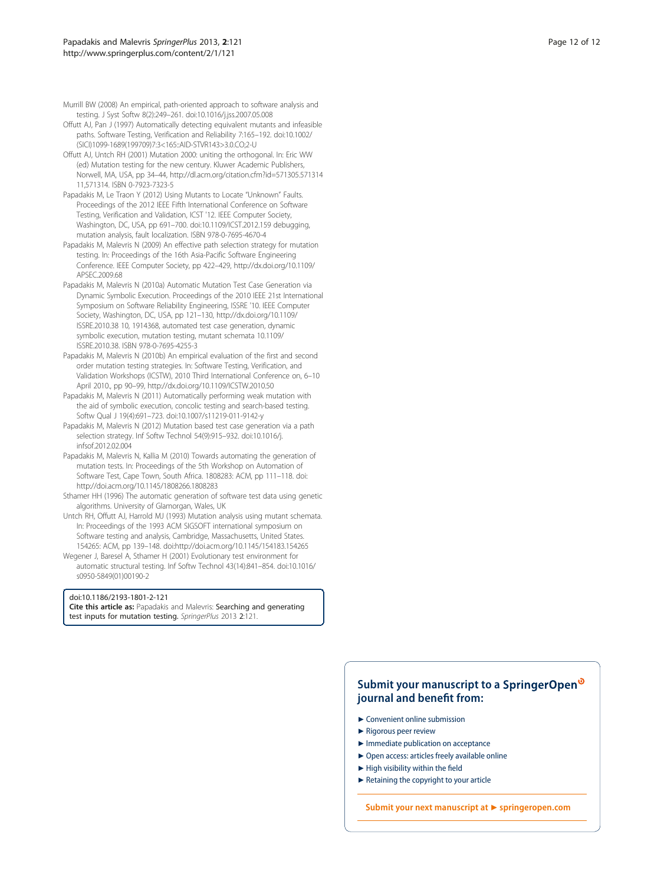Murrill BW (2008) An empirical, path-oriented approach to software analysis and testing. J Syst Softw 8(2):249–261. doi:10.1016/j.jss.2007.05.008

Offutt AJ, Pan J (1997) Automatically detecting equivalent mutants and infeasible paths. Software Testing, Verification and Reliability 7:165–192. doi:10.1002/(SICI)1099-1689(199709)7:3<165::AID-STVR143>3.0.CO;2-U

Offutt AJ, Untch RH (2001) Mutation 2000: uniting the orthogonal. In: Eric WW (ed) Mutation testing for the new century. Kluwer Academic Publishers, Norwell, MA, USA, pp 34–44, http://dl.acm.org/citation.cfm?id=571305.571314 11,571314. ISBN 0-7923-7323-5

Papadakis M, Le Traon Y (2012) Using Mutants to Locate "Unknown" Faults. Proceedings of the 2012 IEEE Fifth International Conference on Software Testing, Verification and Validation, ICST '12. IEEE Computer Society, Washington, DC, USA, pp 691–700. doi:10.1109/ICST.2012.159 debugging, mutation analysis, fault localization. ISBN 978-0-7695-4670-4

Papadakis M, Malevris N (2009) An effective path selection strategy for mutation testing. In: Proceedings of the 16th Asia-Pacific Software Engineering Conference. IEEE Computer Society, pp 422–429, http://dx.doi.org/10.1109/APSEC.2009.68

Papadakis M, Malevris N (2010a) Automatic Mutation Test Case Generation via Dynamic Symbolic Execution. Proceedings of the 2010 IEEE 21st International Symposium on Software Reliability Engineering, ISSRE '10. IEEE Computer Society, Washington, DC, USA, pp 121–130, http://dx.doi.org/10.1109/ISSRE.2010.38 10, 1914368, automated test case generation, dynamic symbolic execution, mutation testing, mutant schemata 10.1109/ISSRE.2010.38. ISBN 978-0-7695-4255-3

Papadakis M, Malevris N (2010b) An empirical evaluation of the first and second order mutation testing strategies. In: Software Testing, Verification, and Validation Workshops (ICSTW), 2010 Third International Conference on, 6–10 April 2010., pp 90–99, http://dx.doi.org/10.1109/ICSTW.2010.50

Papadakis M, Malevris N (2011) Automatically performing weak mutation with the aid of symbolic execution, concolic testing and search-based testing. Softw Qual J 19(4):691–723. doi:10.1007/s11219-011-9142-y

Papadakis M, Malevris N (2012) Mutation based test case generation via a path selection strategy. Inf Softw Technol 54(9):915–932. doi:10.1016/j.infsof.2012.02.004

Papadakis M, Malevris N, Kallia M (2010) Towards automating the generation of mutation tests. In: Proceedings of the 5th Workshop on Automation of Software Test, Cape Town, South Africa. 1808283: ACM, pp 111–118. doi:http://doi.acm.org/10.1145/1808266.1808283

Sthamer HH (1996) The automatic generation of software test data using genetic algorithms. University of Glamorgan, Wales, UK

Untch RH, Offutt AJ, Harrold MJ (1993) Mutation analysis using mutant schemata. In: Proceedings of the 1993 ACM SIGSOFT international symposium on Software testing and analysis, Cambridge, Massachusetts, United States. 154265: ACM, pp 139–148. doi:http://doi.acm.org/10.1145/154183.154265

Wegener J, Baresel A, Sthamer H (2001) Evolutionary test environment for automatic structural testing. Inf Softw Technol 43(14):841–854. doi:10.1016/s0950-5849(01)00190-2

doi:10.1186/2193-1801-2-121

**Cite this article as:** Papadakis and Malevris: **Searching and generating test inputs for mutation testing.** *SpringerPlus* 2013 **2**:121.

**Submit your manuscript to a SpringerOpen journal and benefit from:**

- ► Convenient online submission
- ► Rigorous peer review
- ► Immediate publication on acceptance
- ► Open access: articles freely available online
- ► High visibility within the field
- ► Retaining the copyright to your article

**Submit your next manuscript at ► springeropen.com**